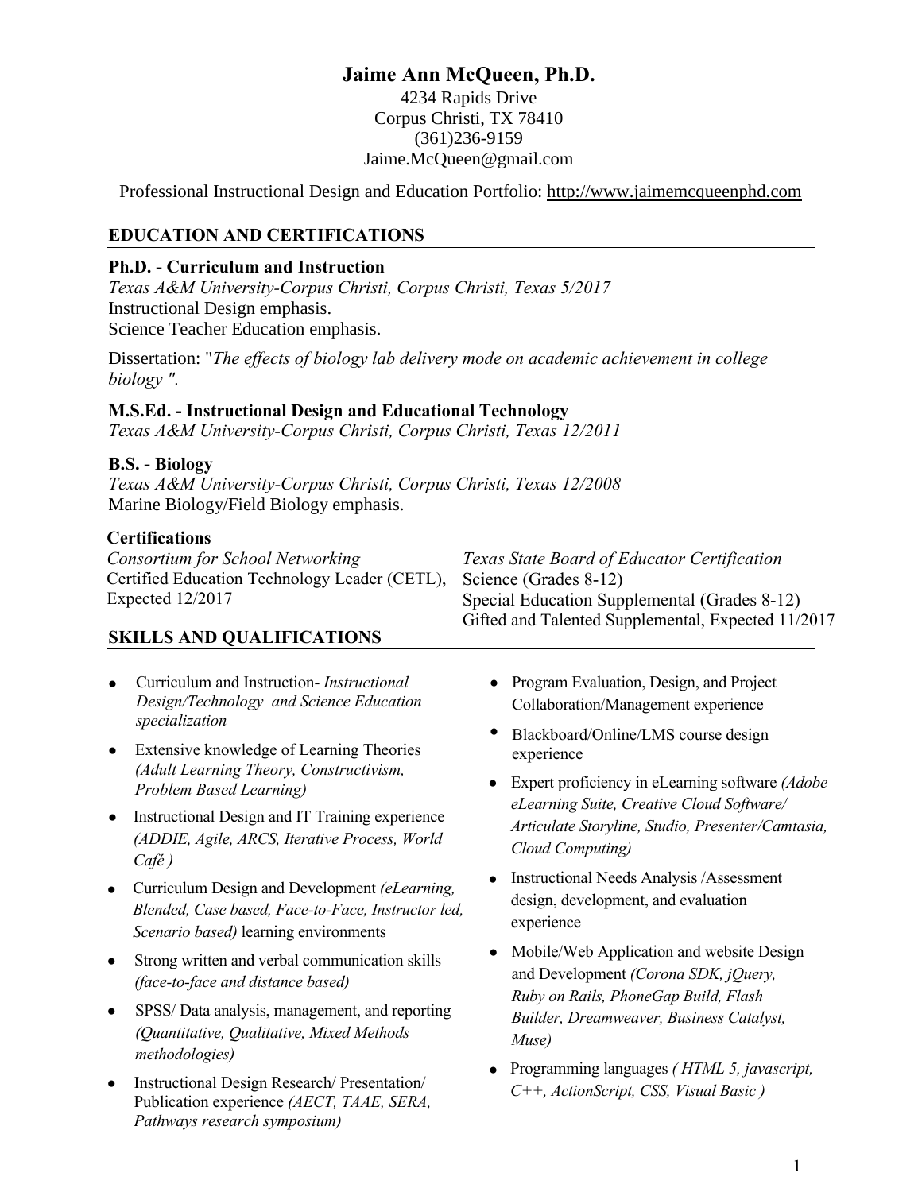# Jaime Ann McQueen, Ph.D.

4234 Rapids Drive
Corpus Christi, TX 78410
(361)236-9159
Jaime.McQueen@gmail.com

Professional Instructional Design and Education Portfolio: http://www.jaimemcqueenphd.com

## EDUCATION AND CERTIFICATIONS

**Ph.D. - Curriculum and Instruction**
*Texas A&M University-Corpus Christi, Corpus Christi, Texas 5/2017*
Instructional Design emphasis.
Science Teacher Education emphasis.

Dissertation: "*The effects of biology lab delivery mode on academic achievement in college biology ".*

**M.S.Ed. - Instructional Design and Educational Technology**
*Texas A&M University-Corpus Christi, Corpus Christi, Texas 12/2011*

**B.S. - Biology**
*Texas A&M University-Corpus Christi, Corpus Christi, Texas 12/2008*
Marine Biology/Field Biology emphasis.

**Certifications**

*Consortium for School Networking*
Certified Education Technology Leader (CETL), Expected 12/2017

*Texas State Board of Educator Certification*
Science (Grades 8-12)
Special Education Supplemental (Grades 8-12)
Gifted and Talented Supplemental, Expected 11/2017

## SKILLS AND QUALIFICATIONS

- Curriculum and Instruction- *Instructional Design/Technology and Science Education specialization*
- Extensive knowledge of Learning Theories *(Adult Learning Theory, Constructivism, Problem Based Learning)*
- Instructional Design and IT Training experience *(ADDIE, Agile, ARCS, Iterative Process, World Café )*
- Curriculum Design and Development *(eLearning, Blended, Case based, Face-to-Face, Instructor led, Scenario based)* learning environments
- Strong written and verbal communication skills *(face-to-face and distance based)*
- SPSS/ Data analysis, management, and reporting *(Quantitative, Qualitative, Mixed Methods methodologies)*
- Instructional Design Research/ Presentation/ Publication experience *(AECT, TAAE, SERA, Pathways research symposium)*
- Program Evaluation, Design, and Project Collaboration/Management experience
- Blackboard/Online/LMS course design experience
- Expert proficiency in eLearning software *(Adobe eLearning Suite, Creative Cloud Software/ Articulate Storyline, Studio, Presenter/Camtasia, Cloud Computing)*
- Instructional Needs Analysis /Assessment design, development, and evaluation experience
- Mobile/Web Application and website Design and Development *(Corona SDK, jQuery, Ruby on Rails, PhoneGap Build, Flash Builder, Dreamweaver, Business Catalyst, Muse)*
- Programming languages *( HTML 5, javascript, C++, ActionScript, CSS, Visual Basic )*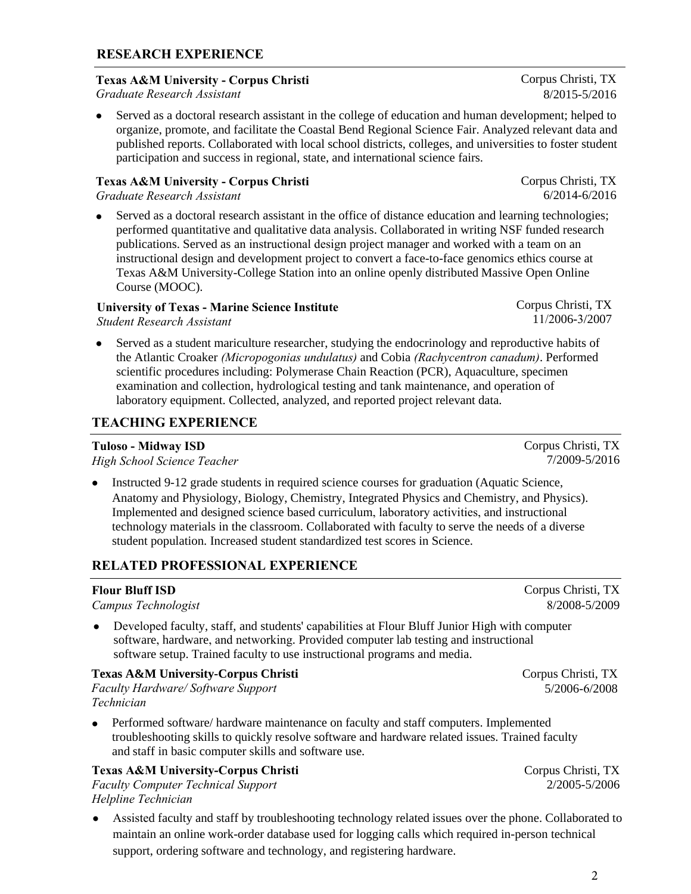## RESEARCH EXPERIENCE

**Texas A&M University - Corpus Christi** Corpus Christi, TX
*Graduate Research Assistant* 8/2015-5/2016

- Served as a doctoral research assistant in the college of education and human development; helped to organize, promote, and facilitate the Coastal Bend Regional Science Fair. Analyzed relevant data and published reports. Collaborated with local school districts, colleges, and universities to foster student participation and success in regional, state, and international science fairs.

**Texas A&M University - Corpus Christi** Corpus Christi, TX
*Graduate Research Assistant* 6/2014-6/2016

- Served as a doctoral research assistant in the office of distance education and learning technologies; performed quantitative and qualitative data analysis. Collaborated in writing NSF funded research publications. Served as an instructional design project manager and worked with a team on an instructional design and development project to convert a face-to-face genomics ethics course at Texas A&M University-College Station into an online openly distributed Massive Open Online Course (MOOC).

**University of Texas - Marine Science Institute** Corpus Christi, TX
*Student Research Assistant* 11/2006-3/2007

- Served as a student mariculture researcher, studying the endocrinology and reproductive habits of the Atlantic Croaker *(Micropogonias undulatus)* and Cobia *(Rachycentron canadum)*. Performed scientific procedures including: Polymerase Chain Reaction (PCR), Aquaculture, specimen examination and collection, hydrological testing and tank maintenance, and operation of laboratory equipment. Collected, analyzed, and reported project relevant data.

## TEACHING EXPERIENCE

**Tuloso - Midway ISD** Corpus Christi, TX
*High School Science Teacher* 7/2009-5/2016

- Instructed 9-12 grade students in required science courses for graduation (Aquatic Science, Anatomy and Physiology, Biology, Chemistry, Integrated Physics and Chemistry, and Physics). Implemented and designed science based curriculum, laboratory activities, and instructional technology materials in the classroom. Collaborated with faculty to serve the needs of a diverse student population. Increased student standardized test scores in Science.

## RELATED PROFESSIONAL EXPERIENCE

**Flour Bluff ISD** Corpus Christi, TX
*Campus Technologist* 8/2008-5/2009

- Developed faculty, staff, and students' capabilities at Flour Bluff Junior High with computer software, hardware, and networking. Provided computer lab testing and instructional software setup. Trained faculty to use instructional programs and media.

**Texas A&M University-Corpus Christi** Corpus Christi, TX
*Faculty Hardware/ Software Support Technician* 5/2006-6/2008

- Performed software/ hardware maintenance on faculty and staff computers. Implemented troubleshooting skills to quickly resolve software and hardware related issues. Trained faculty and staff in basic computer skills and software use.

**Texas A&M University-Corpus Christi** Corpus Christi, TX
*Faculty Computer Technical Support Helpline Technician* 2/2005-5/2006

- Assisted faculty and staff by troubleshooting technology related issues over the phone. Collaborated to maintain an online work-order database used for logging calls which required in-person technical support, ordering software and technology, and registering hardware.